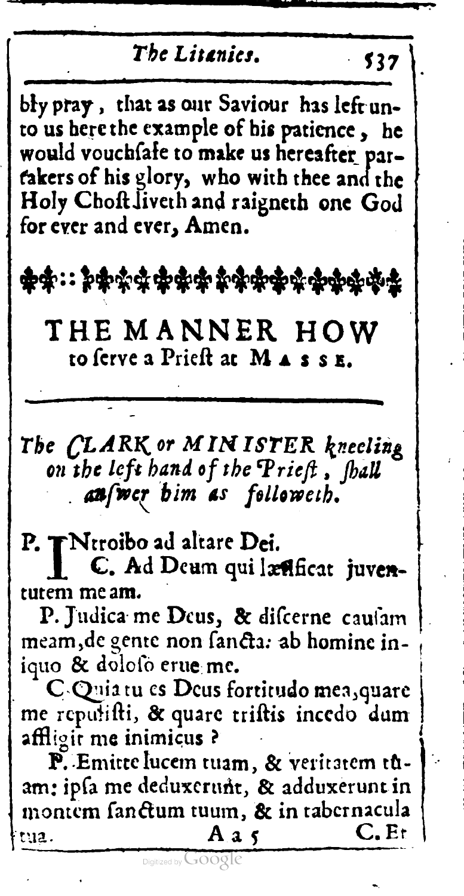bly pray, that as our Saviour has left unto us here the example of his patience, he would vouchsafe to make us hereafter partakers of his glory, who with thee and the Holy Ghost liveth and raigneth one God for ever and ever, Amen.

## THE MANNER HOW to serve a Priest at MASSE.

*The CLARK or MINISTER kneeling on the left hand of the Priest, shall answer him as followeth.*

P. Introibo ad altare Dei.

C. Ad Deum qui lætificat juventutem meam.

P. Judica me Deus, & discerne causam meam, de gente non sancta: ab homine iniquo & doloso erue me.

C. Quia tu es Deus fortitudo mea, quare me repulisti, & quare tristis incedo dum affligit me inimicus?

P. Emitte lucem tuam, & veritatem tuam: ipsa me deduxerunt, & adduxerunt in montem sanctum tuum, & in tabernacula tua.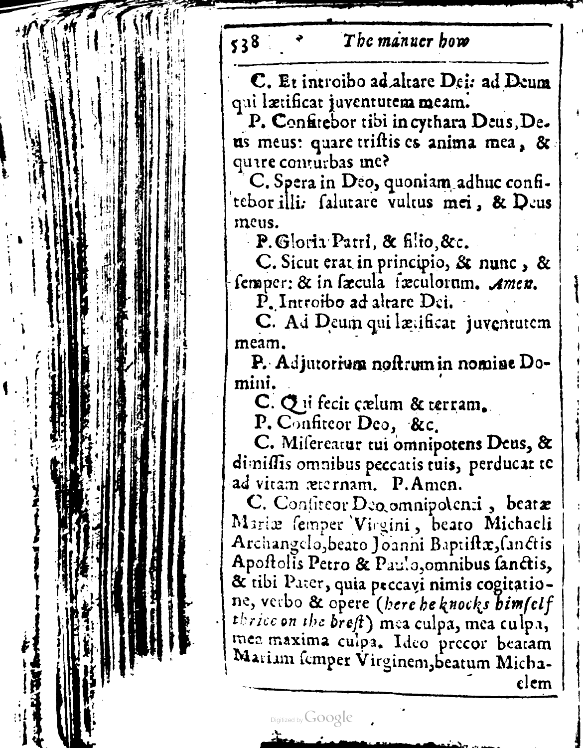**C.** Et introibo ad altare Dei: ad Deum qui lætificat juventutem meam.

**P.** Confitebor tibi in cythara Deus, Deus meus: quare tristis es anima mea, & quare conturbas me?

**C.** Spera in Deo, quoniam adhuc confitebor illi: salutare vultus mei, & Deus meus.

**P.** Gloria Patri, & filio, &c.

**C.** Sicut erat in principio, & nunc, & semper: & in sæcula sæculorum. *Amen.*

**P.** Introibo ad altare Dei.

**C.** Ad Deum qui lætificat juventutem meam.

**P.** Adjutorium nostrum in nomine Domini.

**C.** Qui fecit cælum & terram.

**P.** Confiteor Deo, &c.

**C.** Misereatur tui omnipotens Deus, & dimissis omnibus peccatis tuis, perducat te ad vitam æternam. **P.** Amen.

**C.** Confiteor Deo omnipotenti, beatæ Mariæ semper Virgini, beato Michaeli Archangelo, beato Joanni Baptistæ, sanctis Apostolis Petro & Paulo, omnibus sanctis, & tibi Pater, quia peccavi nimis cogitatione, verbo & opere (*here he knocks himself thrice on the brest*) mea culpa, mea culpa, mea maxima culpa. Ideo precor beatam Mariam semper Virginem, beatum Michaelem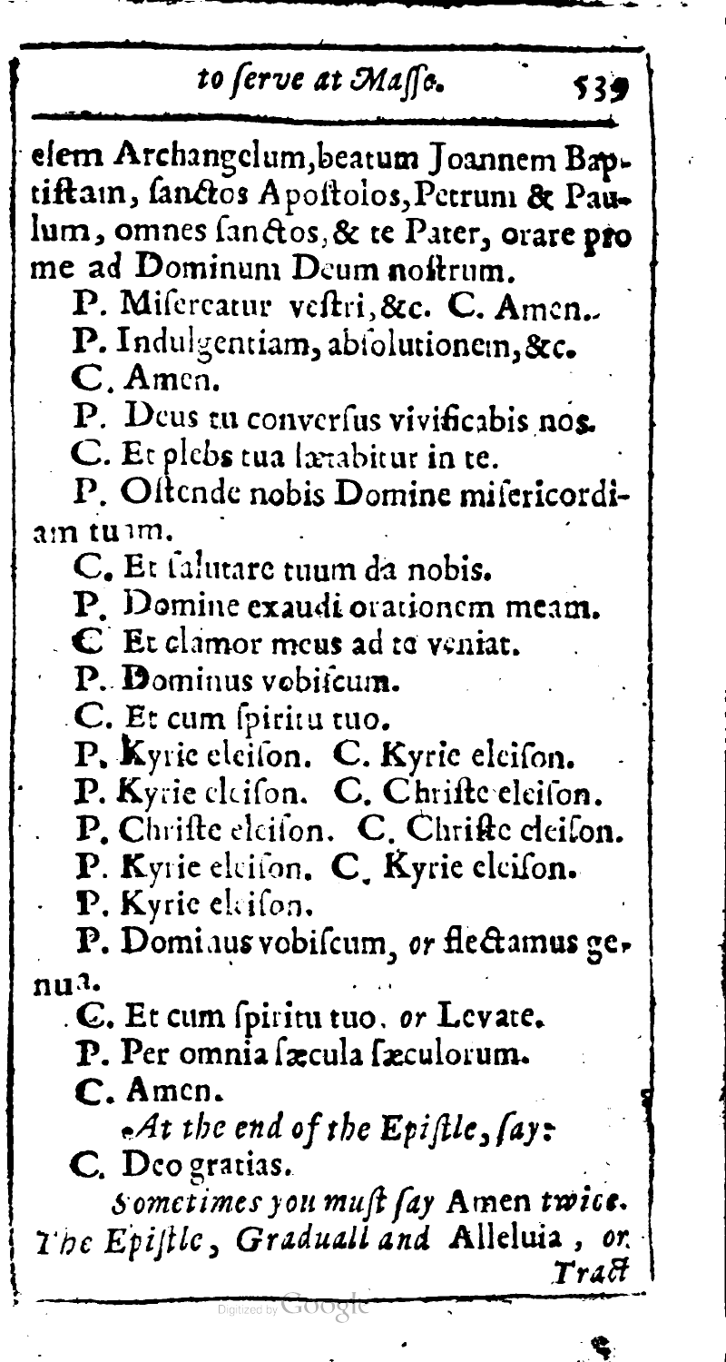elem Archangelum, beatum Joannem Baptiſtam, ſanctos Apoſtolos, Petrum & Paulum, omnes ſanctos, & te Pater, orare pro me ad Dominum Deum noſtrum.

P. Miſereatur veſtri, &c. C. Amen.

P. Indulgentiam, abſolutionem, &c.

C. Amen.

P. Deus tu converſus vivificabis nos.

C. Et plebs tua lætabitur in te.

P. Oſtende nobis Domine miſericordiam tuam.

C. Et ſalutare tuum da nobis.

P. Domine exaudi orationem meam.

C. Et clamor meus ad te veniat.

P. Dominus vobiſcum.

C. Et cum ſpiritu tuo.

P. Kyrie eleiſon. C. Kyrie eleiſon.

P. Kyrie eleiſon. C. Chriſte eleiſon.

P. Chriſte eleiſon. C. Chriſte eleiſon.

P. Kyrie eleiſon. C. Kyrie eleiſon.

P. Kyrie eleiſon.

P. Dominus vobiſcum, *or* flectamus genua.

C. Et cum ſpiritu tuo. *or* Levate.

P. Per omnia ſæcula ſæculorum.

C. Amen.

*At the end of the Epiſtle, ſay:*

C. Deo gratias.

*Sometimes you muſt ſay* Amen *twice.*

*The Epiſtle, Graduall and* Alleluia, *or* Tract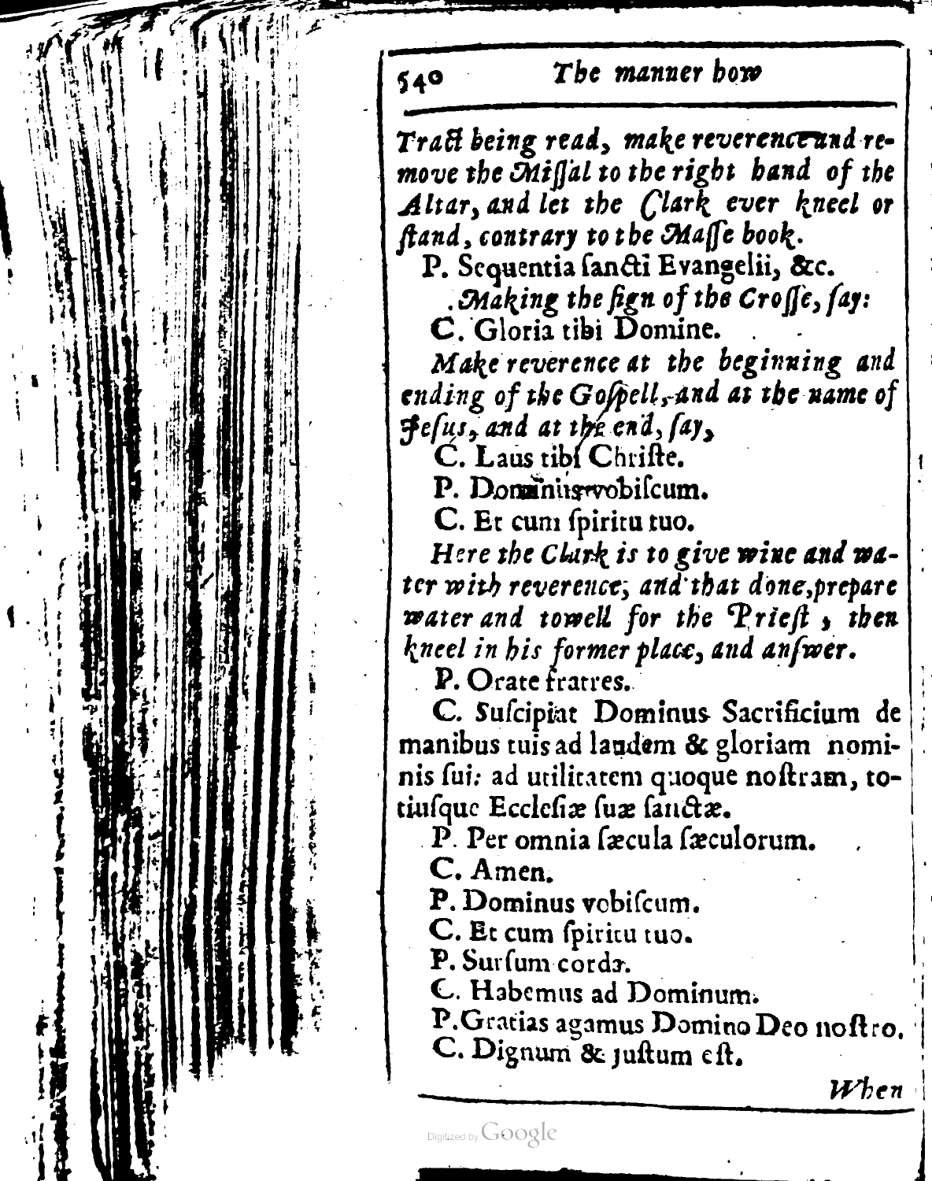*Tract being read, make reverence and remove the Missal to the right hand of the Altar, and let the Clark ever kneel or stand, contrary to the Masse book.*

P. Sequentia sancti Evangelii, &c.

*Making the sign of the Crosse, say:*

C. Gloria tibi Domine.

*Make reverence at the beginning and ending of the Gospell, and at the name of Jesus, and at the end, say,*

C. Laus tibi Christe.

P. Dominus vobiscum.

C. Et cum spiritu tuo.

*Here the Clark is to give wine and water with reverence; and that done, prepare water and towell for the Priest, then kneel in his former place, and answer.*

P. Orate fratres.

C. Suscipiat Dominus Sacrificium de manibus tuis ad laudem & gloriam nominis sui: ad utilitatem quoque nostram, totiusque Ecclesiæ suæ sanctæ.

P. Per omnia sæcula sæculorum.

C. Amen.

P. Dominus vobiscum.

C. Et cum spiritu tuo.

P. Sursum corda.

C. Habemus ad Dominum.

P. Gratias agamus Domino Deo nostro.

C. Dignum & justum est.

*When*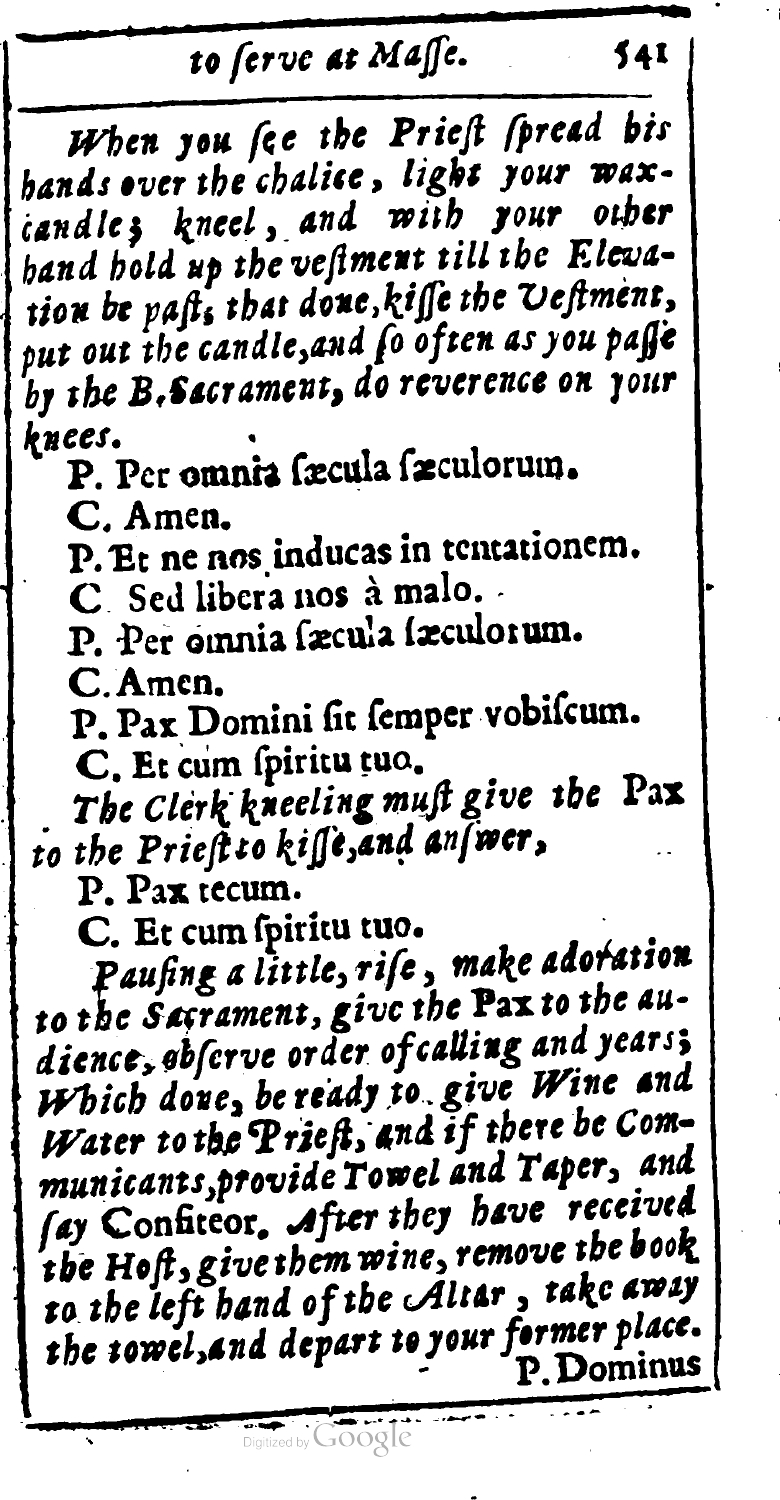*When you ſee the Prieſt ſpread his hands over the chalice, light your wax-candle; kneel, and with your other hand hold up the veſtment till the Elevation be paſt, that done, kiſſe the Veſtment, put out the candle, and ſo often as you paſſe by the B. Sacrament, do reverence on your knees.*

P. Per omnia ſæcula ſæculorum.

C. Amen.

P. Et ne nos inducas in tentationem.

C. Sed libera nos à malo.

P. Per omnia ſæcula ſæculorum.

C. Amen.

P. Pax Domini ſit ſemper vobiſcum.

C. Et cum ſpiritu tuo.

*The Clerk kneeling muſt give the* Pax *to the Prieſt to kiſſe, and anſwer,*

P. Pax tecum.

C. Et cum ſpiritu tuo.

*Pauſing a little, riſe, make adoration to the Sacrament, give the* Pax *to the audience, obſerve order of calling and years; Which done, be ready to give Wine and Water to the Prieſt, and if there be Communicants, provide Towel and Taper, and ſay* Confiteor. *After they have received the Hoſt, give them wine, remove the book to the left hand of the Altar, take away the towel, and depart to your former place.*

P. Dominus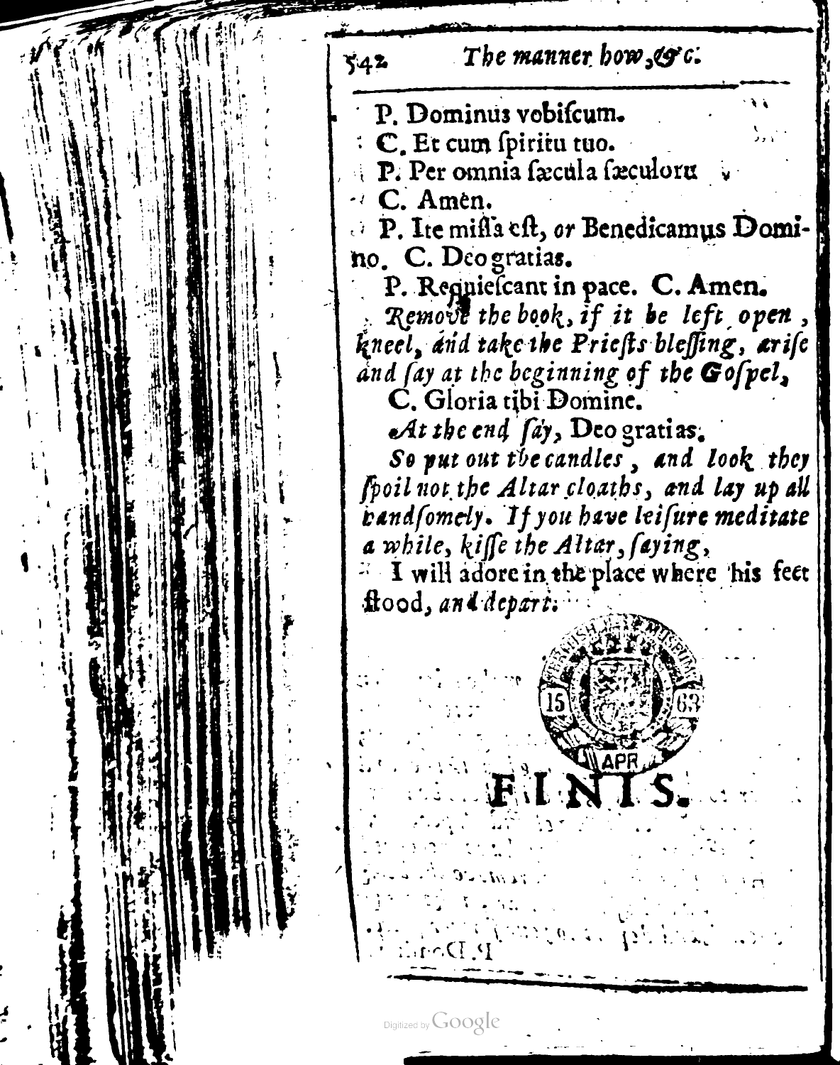P. Dominus vobiscum.

C. Et cum spiritu tuo.

P. Per omnia sæcula sæculoru

C. Amen.

P. Ite missa est, *or* Benedicamus Domino. C. Deo gratias.

P. Requiescant in pace. C. Amen.

*Remove the book, if it be left open, kneel, and take the Priests blessing, arise and say at the beginning of the Gospel,*

C. Gloria tibi Domine.

*At the end say,* Deo gratias.

*So put out the candles, and look they spoil not the Altar cloaths, and lay up all handsomely. If you have leisure meditate a while, kisse the Altar, saying,*

I will adore in the place where his feet stood, *and depart.*

**FINIS.**